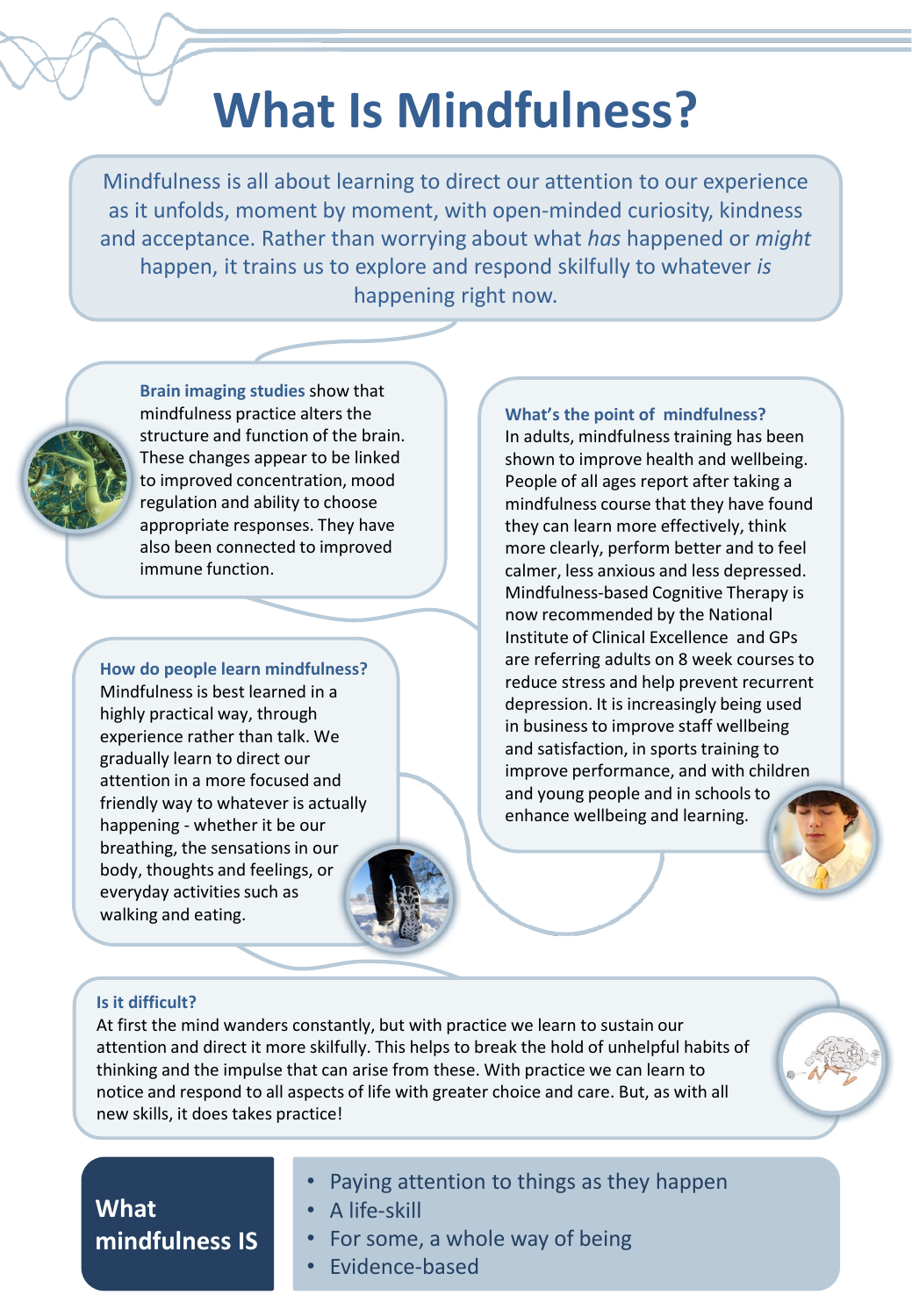# What Is Mindfulness?

Mindfulness is all about learning to direct our attention to our experience as it unfolds, moment by moment, with open-minded curiosity, kindness and acceptance. Rather than worrying about what *has* happened or *might* happen, it trains us to explore and respond skilfully to whatever *is* happening right now.

**Brain imaging studies** show that mindfulness practice alters the structure and function of the brain. These changes appear to be linked to improved concentration, mood regulation and ability to choose appropriate responses. They have also been connected to improved immune function.

### How do people learn mindfulness?

Mindfulness is best learned in a highly practical way, through experience rather than talk. We gradually learn to direct our attention in a more focused and friendly way to whatever is actually happening - whether it be our breathing, the sensations in our body, thoughts and feelings, or everyday activities such as walking and eating.

### What's the point of mindfulness?

In adults, mindfulness training has been shown to improve health and wellbeing. People of all ages report after taking a mindfulness course that they have found they can learn more effectively, think more clearly, perform better and to feel calmer, less anxious and less depressed. Mindfulness-based Cognitive Therapy is now recommended by the National Institute of Clinical Excellence and GPs are referring adults on 8 week courses to reduce stress and help prevent recurrent depression. It is increasingly being used in business to improve staff wellbeing and satisfaction, in sports training to improve performance, and with children and young people and in schools to enhance wellbeing and learning.

### Is it difficult?

At first the mind wanders constantly, but with practice we learn to sustain our attention and direct it more skilfully. This helps to break the hold of unhelpful habits of thinking and the impulse that can arise from these. With practice we can learn to notice and respond to all aspects of life with greater choice and care. But, as with all new skills, it does takes practice!

## What mindfulness IS

- Paying attention to things as they happen
- A life-skill
- For some, a whole way of being
- Evidence-based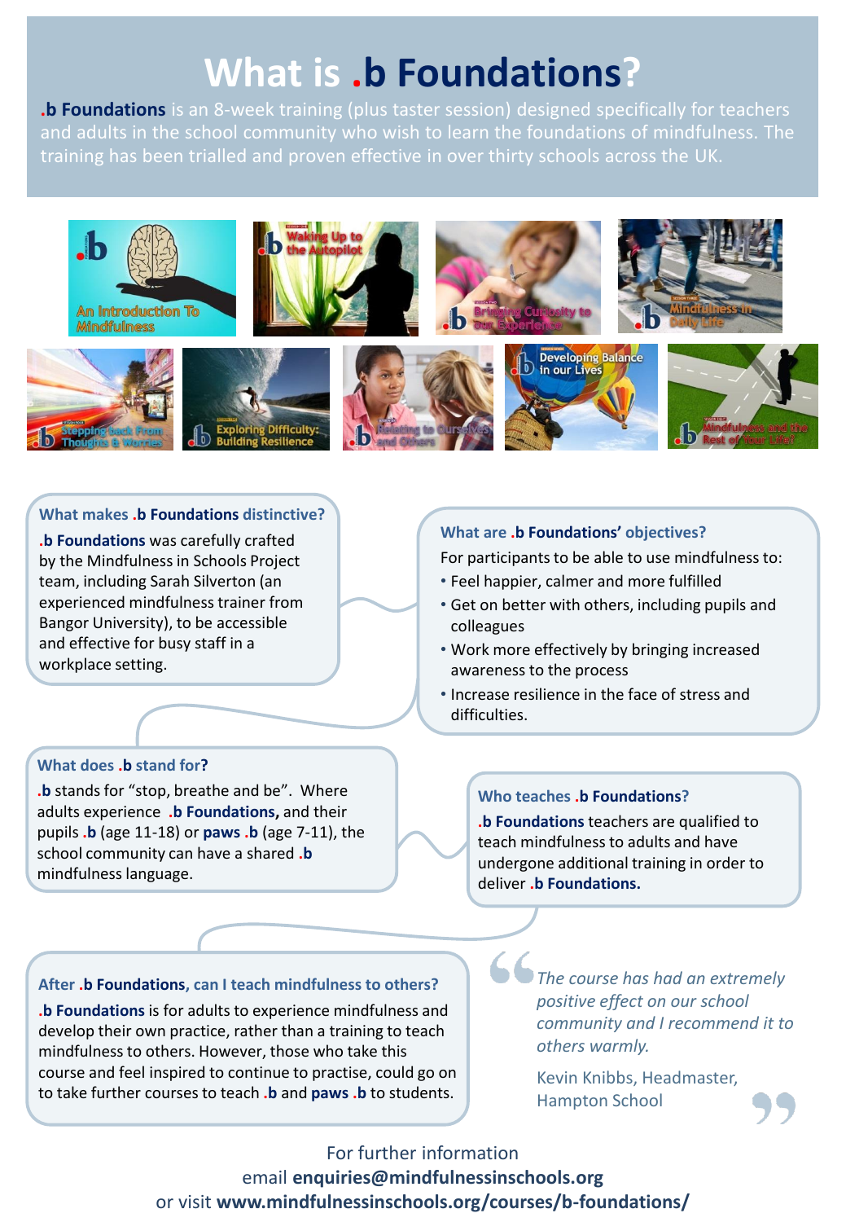# What is .b Foundations?

**.b Foundations** is an 8-week training (plus taster session) designed specifically for teachers and adults in the school community who wish to learn the foundations of mindfulness. The training has been trialled and proven effective in over thirty schools across the UK.

An Introduction To Mindfulness

Waking Up to the Autopilot

Bringing Curiosity to our Experience

Mindfulness in Daily Life

Stepping back From Thoughts & Worries

Exploring Difficulty: Building Resilience

Relating to Ourselves and Others

Developing Balance in our Lives

Mindfulness and the Rest of Your Life?

### What makes .b Foundations distinctive?

**.b Foundations** was carefully crafted by the Mindfulness in Schools Project team, including Sarah Silverton (an experienced mindfulness trainer from Bangor University), to be accessible and effective for busy staff in a workplace setting.

### What are .b Foundations' objectives?

For participants to be able to use mindfulness to:

- Feel happier, calmer and more fulfilled
- Get on better with others, including pupils and colleagues
- Work more effectively by bringing increased awareness to the process
- Increase resilience in the face of stress and difficulties.

### What does .b stand for?

**.b** stands for "stop, breathe and be". Where adults experience **.b Foundations,** and their pupils **.b** (age 11-18) or **paws .b** (age 7-11), the school community can have a shared **.b** mindfulness language.

### Who teaches .b Foundations?

**.b Foundations** teachers are qualified to teach mindfulness to adults and have undergone additional training in order to deliver **.b Foundations.**

### After .b Foundations, can I teach mindfulness to others?

**.b Foundations** is for adults to experience mindfulness and develop their own practice, rather than a training to teach mindfulness to others. However, those who take this course and feel inspired to continue to practise, could go on to take further courses to teach **.b** and **paws .b** to students.

> *The course has had an extremely positive effect on our school community and I recommend it to others warmly.*
>
> Kevin Knibbs, Headmaster, Hampton School

For further information
email **enquiries@mindfulnessinschools.org**
or visit **www.mindfulnessinschools.org/courses/b-foundations/**